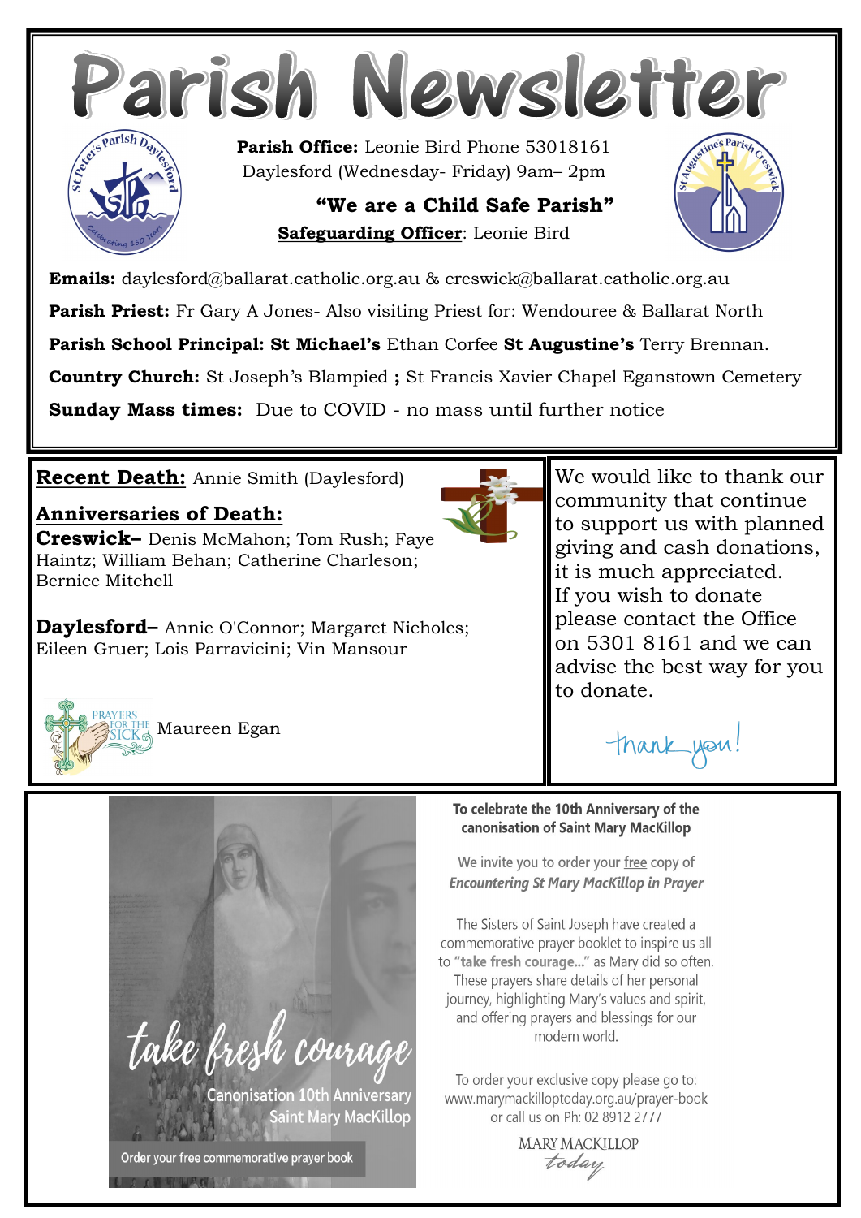# Parish Newsletter

**Parish Office:** Leonie Bird Phone 53018161
Daylesford (Wednesday- Friday) 9am– 2pm

**"We are a Child Safe Parish"**

**Safeguarding Officer**: Leonie Bird

**Emails:** daylesford@ballarat.catholic.org.au & creswick@ballarat.catholic.org.au

**Parish Priest:** Fr Gary A Jones- Also visiting Priest for: Wendouree & Ballarat North

**Parish School Principal: St Michael's** Ethan Corfee **St Augustine's** Terry Brennan.

**Country Church:** St Joseph's Blampied **;** St Francis Xavier Chapel Eganstown Cemetery

**Sunday Mass times:** Due to COVID - no mass until further notice

**Recent Death:** Annie Smith (Daylesford)

**Anniversaries of Death:**

**Creswick–** Denis McMahon; Tom Rush; Faye Haintz; William Behan; Catherine Charleson; Bernice Mitchell

**Daylesford–** Annie O'Connor; Margaret Nicholes; Eileen Gruer; Lois Parravicini; Vin Mansour

PRAYERS FOR THE SICK: Maureen Egan

We would like to thank our community that continue to support us with planned giving and cash donations, it is much appreciated. If you wish to donate please contact the Office on 5301 8161 and we can advise the best way for you to donate.

thank you!

take fresh courage
Canonisation 10th Anniversary
Saint Mary MacKillop

Order your free commemorative prayer book

**To celebrate the 10th Anniversary of the canonisation of Saint Mary MacKillop**

We invite you to order your free copy of ***Encountering St Mary MacKillop in Prayer***

The Sisters of Saint Joseph have created a commemorative prayer booklet to inspire us all to **"take fresh courage..."** as Mary did so often. These prayers share details of her personal journey, highlighting Mary's values and spirit, and offering prayers and blessings for our modern world.

To order your exclusive copy please go to: www.marymackilloptoday.org.au/prayer-book or call us on Ph: 02 8912 2777

MARY MACKILLOP *today*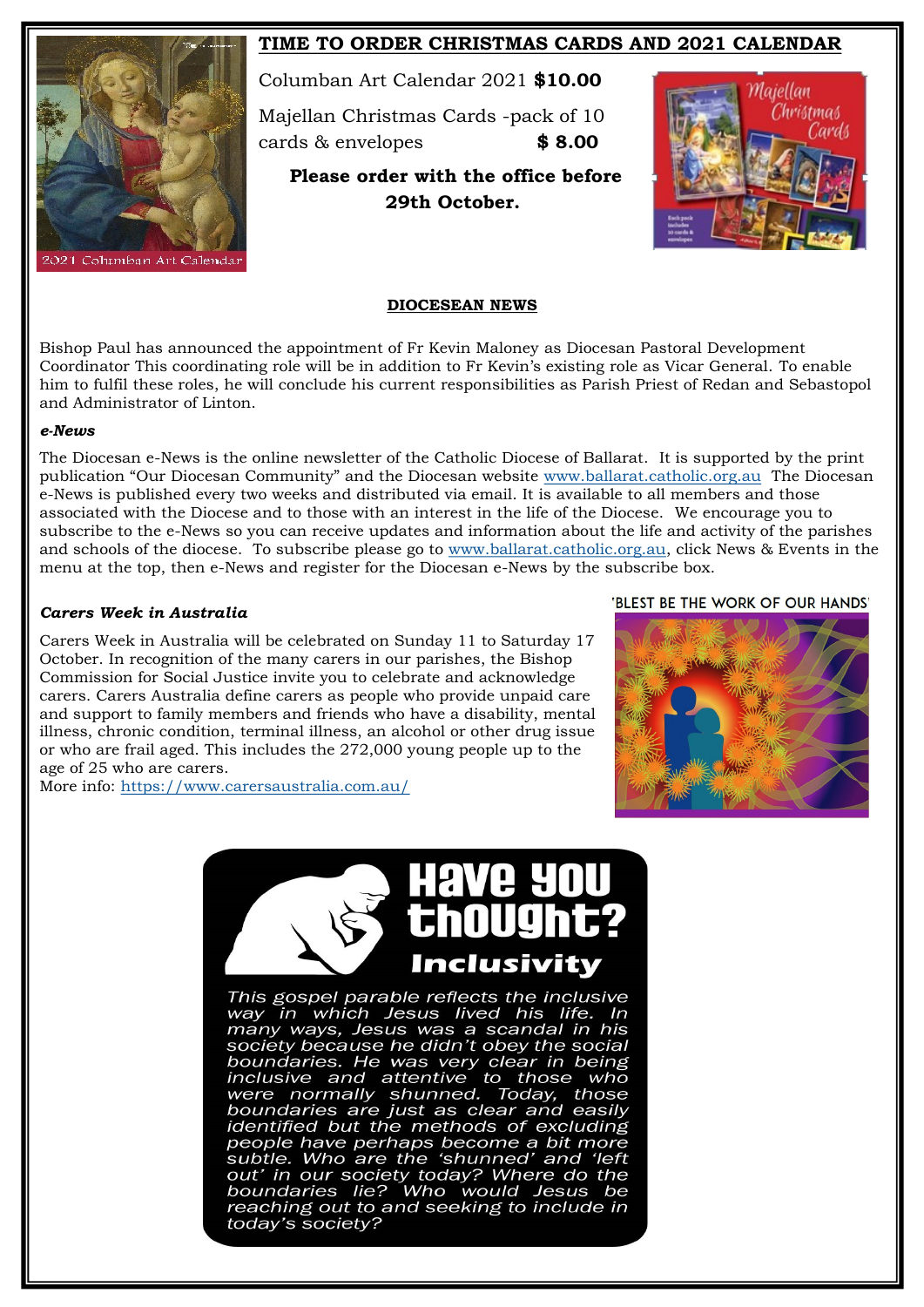## TIME TO ORDER CHRISTMAS CARDS AND 2021 CALENDAR

2021 Columban Art Calendar

Columban Art Calendar 2021 **$10.00**

Majellan Christmas Cards -pack of 10 cards & envelopes **$ 8.00**

**Please order with the office before 29th October.**

## DIOCESEAN NEWS

Bishop Paul has announced the appointment of Fr Kevin Maloney as Diocesan Pastoral Development Coordinator This coordinating role will be in addition to Fr Kevin's existing role as Vicar General. To enable him to fulfil these roles, he will conclude his current responsibilities as Parish Priest of Redan and Sebastopol and Administrator of Linton.

***e-News***

The Diocesan e-News is the online newsletter of the Catholic Diocese of Ballarat. It is supported by the print publication "Our Diocesan Community" and the Diocesan website www.ballarat.catholic.org.au The Diocesan e-News is published every two weeks and distributed via email. It is available to all members and those associated with the Diocese and to those with an interest in the life of the Diocese. We encourage you to subscribe to the e-News so you can receive updates and information about the life and activity of the parishes and schools of the diocese. To subscribe please go to www.ballarat.catholic.org.au, click News & Events in the menu at the top, then e-News and register for the Diocesan e-News by the subscribe box.

***Carers Week in Australia***

'BLEST BE THE WORK OF OUR HANDS'

Carers Week in Australia will be celebrated on Sunday 11 to Saturday 17 October. In recognition of the many carers in our parishes, the Bishop Commission for Social Justice invite you to celebrate and acknowledge carers. Carers Australia define carers as people who provide unpaid care and support to family members and friends who have a disability, mental illness, chronic condition, terminal illness, an alcohol or other drug issue or who are frail aged. This includes the 272,000 young people up to the age of 25 who are carers.
More info: https://www.carersaustralia.com.au/

## Have you thought?

### Inclusivity

*This gospel parable reflects the inclusive way in which Jesus lived his life. In many ways, Jesus was a scandal in his society because he didn't obey the social boundaries. He was very clear in being inclusive and attentive to those who were normally shunned. Today, those boundaries are just as clear and easily identified but the methods of excluding people have perhaps become a bit more subtle. Who are the 'shunned' and 'left out' in our society today? Where do the boundaries lie? Who would Jesus be reaching out to and seeking to include in today's society?*